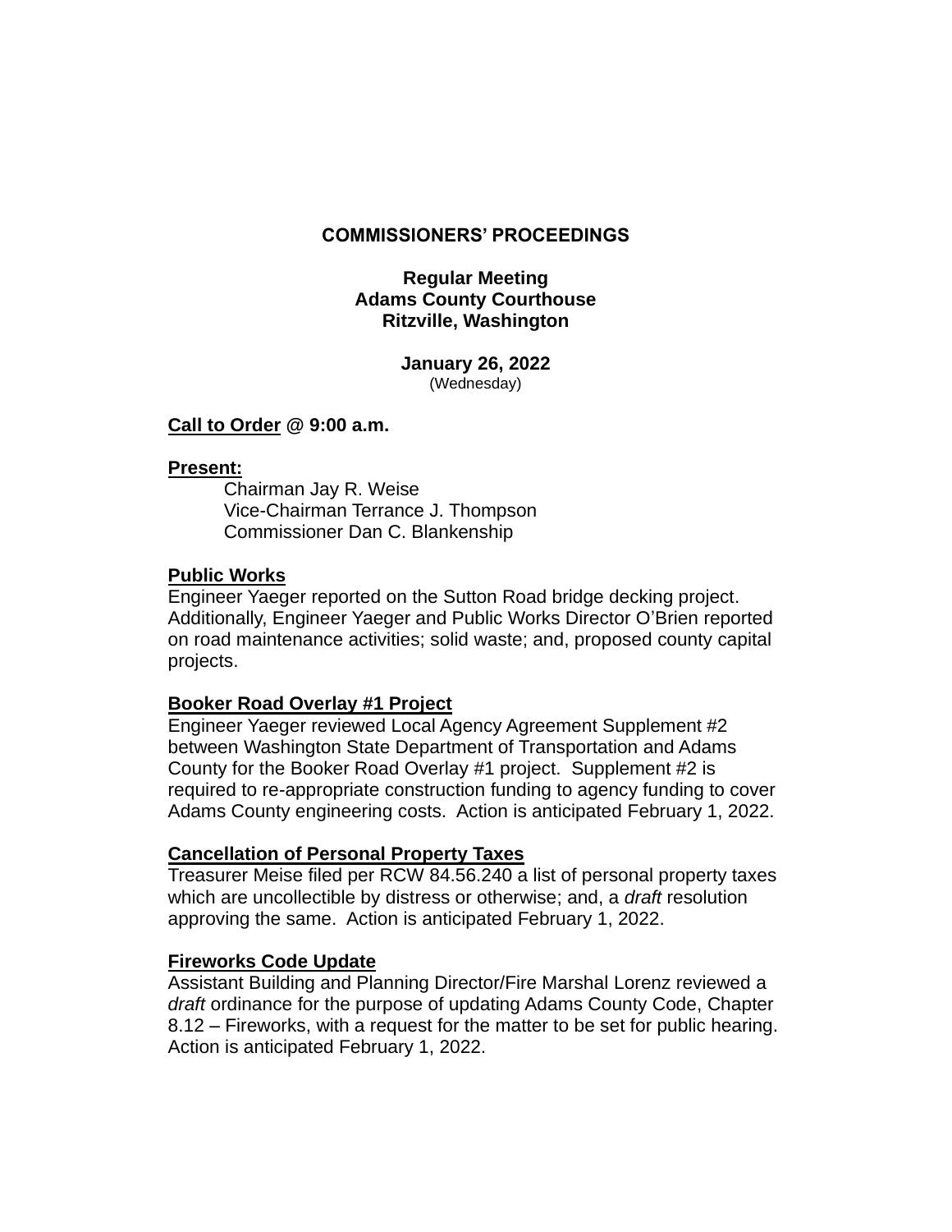# COMMISSIONERS' PROCEEDINGS

**Regular Meeting**
**Adams County Courthouse**
**Ritzville, Washington**

**January 26, 2022**
(Wednesday)

**Call to Order @ 9:00 a.m.**

**Present:**

Chairman Jay R. Weise
Vice-Chairman Terrance J. Thompson
Commissioner Dan C. Blankenship

**Public Works**

Engineer Yaeger reported on the Sutton Road bridge decking project. Additionally, Engineer Yaeger and Public Works Director O'Brien reported on road maintenance activities; solid waste; and, proposed county capital projects.

**Booker Road Overlay #1 Project**

Engineer Yaeger reviewed Local Agency Agreement Supplement #2 between Washington State Department of Transportation and Adams County for the Booker Road Overlay #1 project. Supplement #2 is required to re-appropriate construction funding to agency funding to cover Adams County engineering costs. Action is anticipated February 1, 2022.

**Cancellation of Personal Property Taxes**

Treasurer Meise filed per RCW 84.56.240 a list of personal property taxes which are uncollectible by distress or otherwise; and, a *draft* resolution approving the same. Action is anticipated February 1, 2022.

**Fireworks Code Update**

Assistant Building and Planning Director/Fire Marshal Lorenz reviewed a *draft* ordinance for the purpose of updating Adams County Code, Chapter 8.12 – Fireworks, with a request for the matter to be set for public hearing. Action is anticipated February 1, 2022.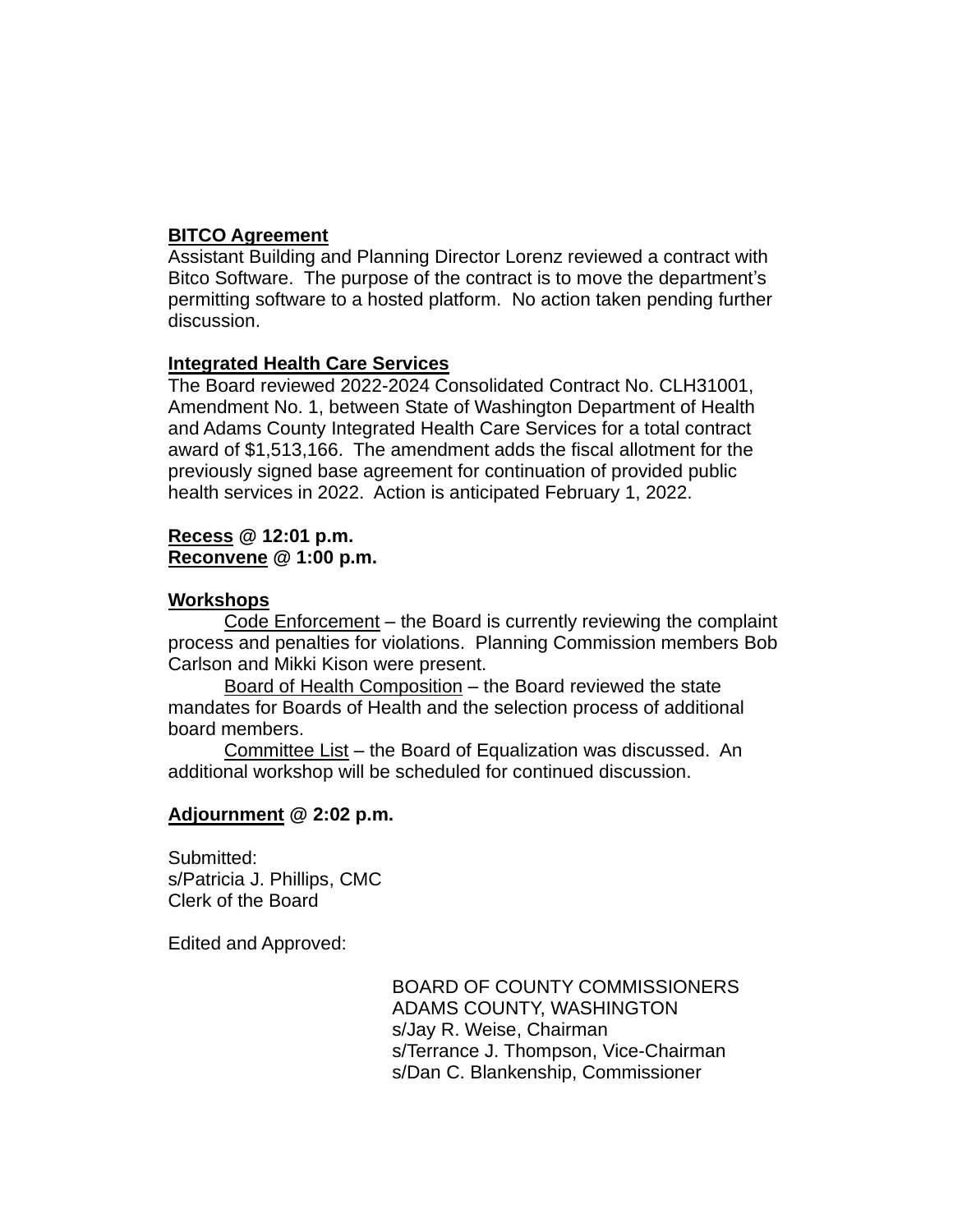**BITCO Agreement**
Assistant Building and Planning Director Lorenz reviewed a contract with Bitco Software. The purpose of the contract is to move the department's permitting software to a hosted platform. No action taken pending further discussion.

**Integrated Health Care Services**
The Board reviewed 2022-2024 Consolidated Contract No. CLH31001, Amendment No. 1, between State of Washington Department of Health and Adams County Integrated Health Care Services for a total contract award of $1,513,166. The amendment adds the fiscal allotment for the previously signed base agreement for continuation of provided public health services in 2022. Action is anticipated February 1, 2022.

**Recess @ 12:01 p.m.**
**Reconvene @ 1:00 p.m.**

**Workshops**

Code Enforcement – the Board is currently reviewing the complaint process and penalties for violations. Planning Commission members Bob Carlson and Mikki Kison were present.

Board of Health Composition – the Board reviewed the state mandates for Boards of Health and the selection process of additional board members.

Committee List – the Board of Equalization was discussed. An additional workshop will be scheduled for continued discussion.

**Adjournment @ 2:02 p.m.**

Submitted:
s/Patricia J. Phillips, CMC
Clerk of the Board

Edited and Approved:

BOARD OF COUNTY COMMISSIONERS
ADAMS COUNTY, WASHINGTON
s/Jay R. Weise, Chairman
s/Terrance J. Thompson, Vice-Chairman
s/Dan C. Blankenship, Commissioner